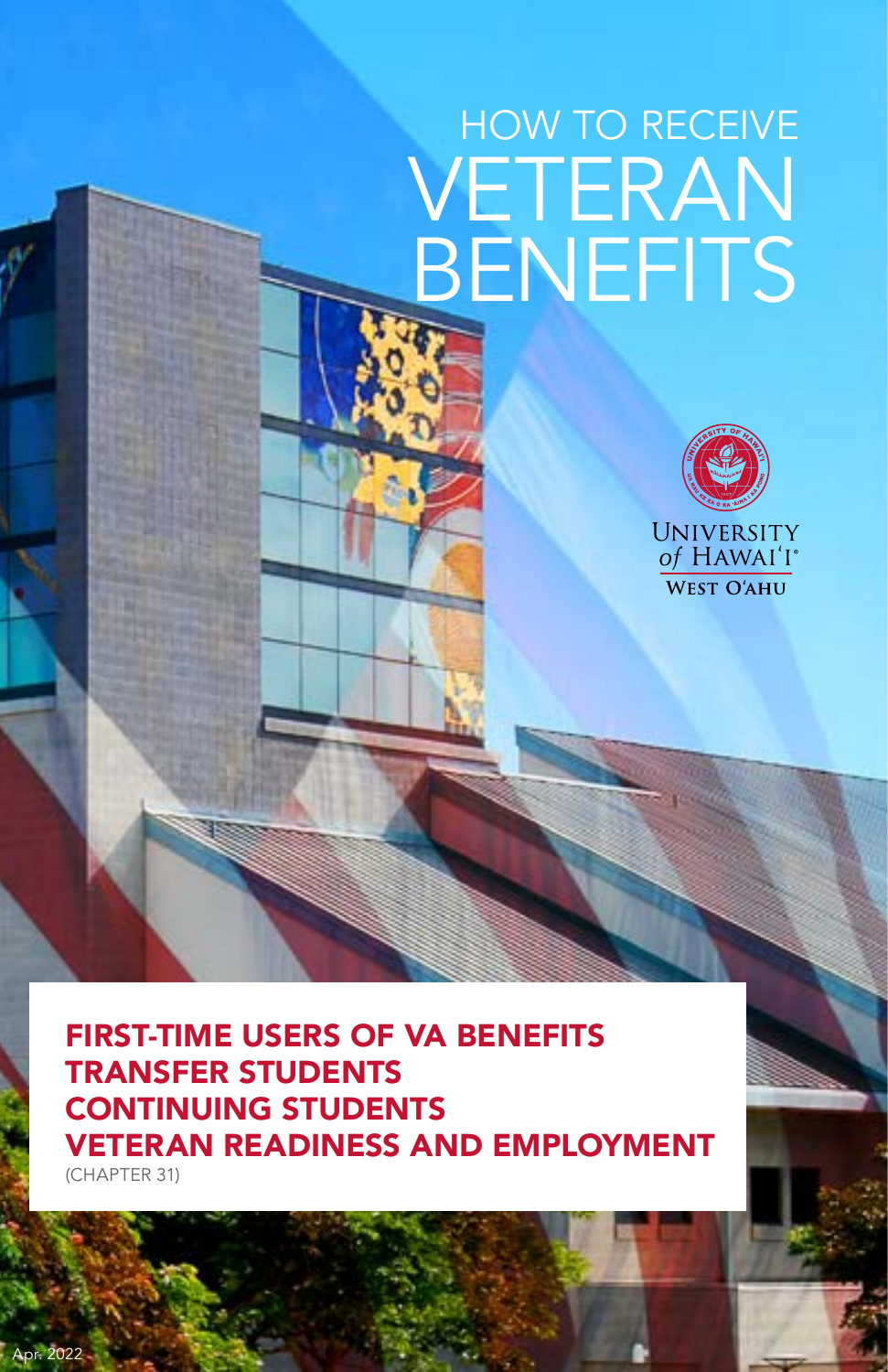# HOW TO RECEIVE VETERAN BENEFITS

UNIVERSITY of HAWAI'I®
WEST O'AHU

**FIRST-TIME USERS OF VA BENEFITS**
**TRANSFER STUDENTS**
**CONTINUING STUDENTS**
**VETERAN READINESS AND EMPLOYMENT**
(CHAPTER 31)

Apr. 2022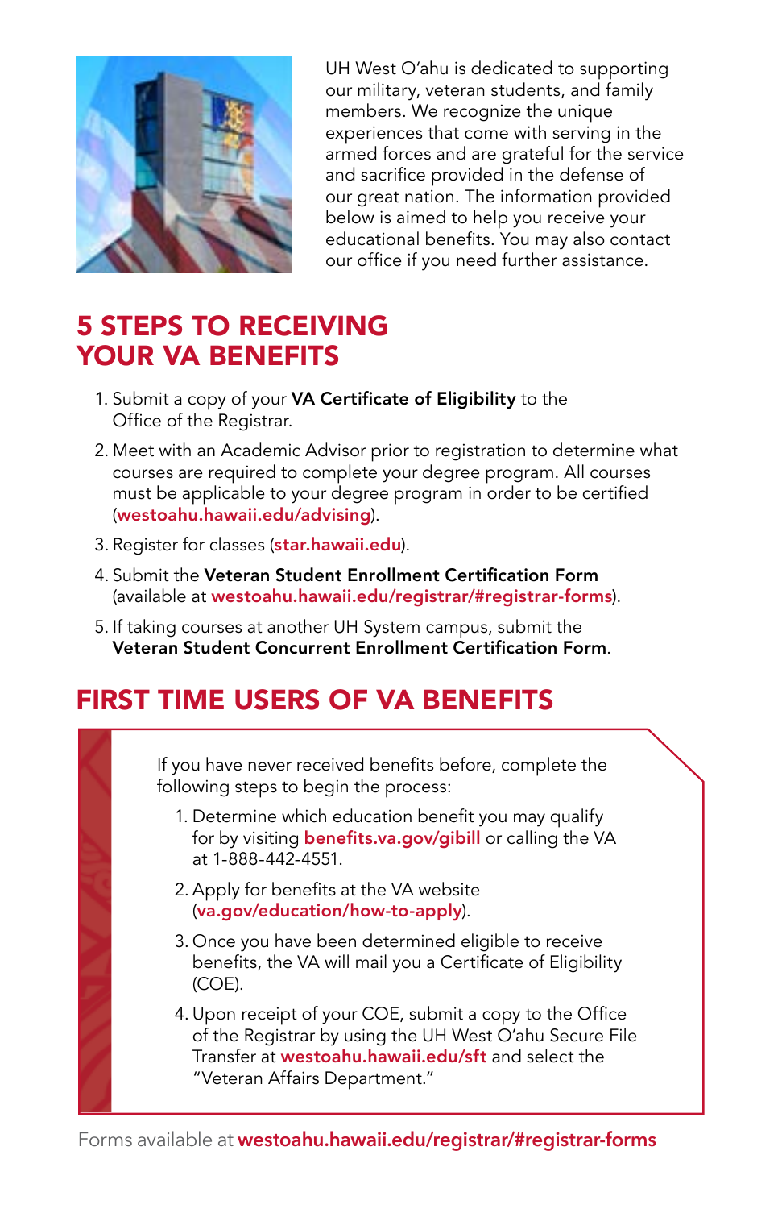UH West O'ahu is dedicated to supporting our military, veteran students, and family members. We recognize the unique experiences that come with serving in the armed forces and are grateful for the service and sacrifice provided in the defense of our great nation. The information provided below is aimed to help you receive your educational benefits. You may also contact our office if you need further assistance.

## 5 STEPS TO RECEIVING YOUR VA BENEFITS

1. Submit a copy of your **VA Certificate of Eligibility** to the Office of the Registrar.
2. Meet with an Academic Advisor prior to registration to determine what courses are required to complete your degree program. All courses must be applicable to your degree program in order to be certified (**westoahu.hawaii.edu/advising**).
3. Register for classes (**star.hawaii.edu**).
4. Submit the **Veteran Student Enrollment Certification Form** (available at **westoahu.hawaii.edu/registrar/#registrar-forms**).
5. If taking courses at another UH System campus, submit the **Veteran Student Concurrent Enrollment Certification Form**.

## FIRST TIME USERS OF VA BENEFITS

If you have never received benefits before, complete the following steps to begin the process:

1. Determine which education benefit you may qualify for by visiting **benefits.va.gov/gibill** or calling the VA at 1-888-442-4551.
2. Apply for benefits at the VA website (**va.gov/education/how-to-apply**).
3. Once you have been determined eligible to receive benefits, the VA will mail you a Certificate of Eligibility (COE).
4. Upon receipt of your COE, submit a copy to the Office of the Registrar by using the UH West O'ahu Secure File Transfer at **westoahu.hawaii.edu/sft** and select the "Veteran Affairs Department."

Forms available at **westoahu.hawaii.edu/registrar/#registrar-forms**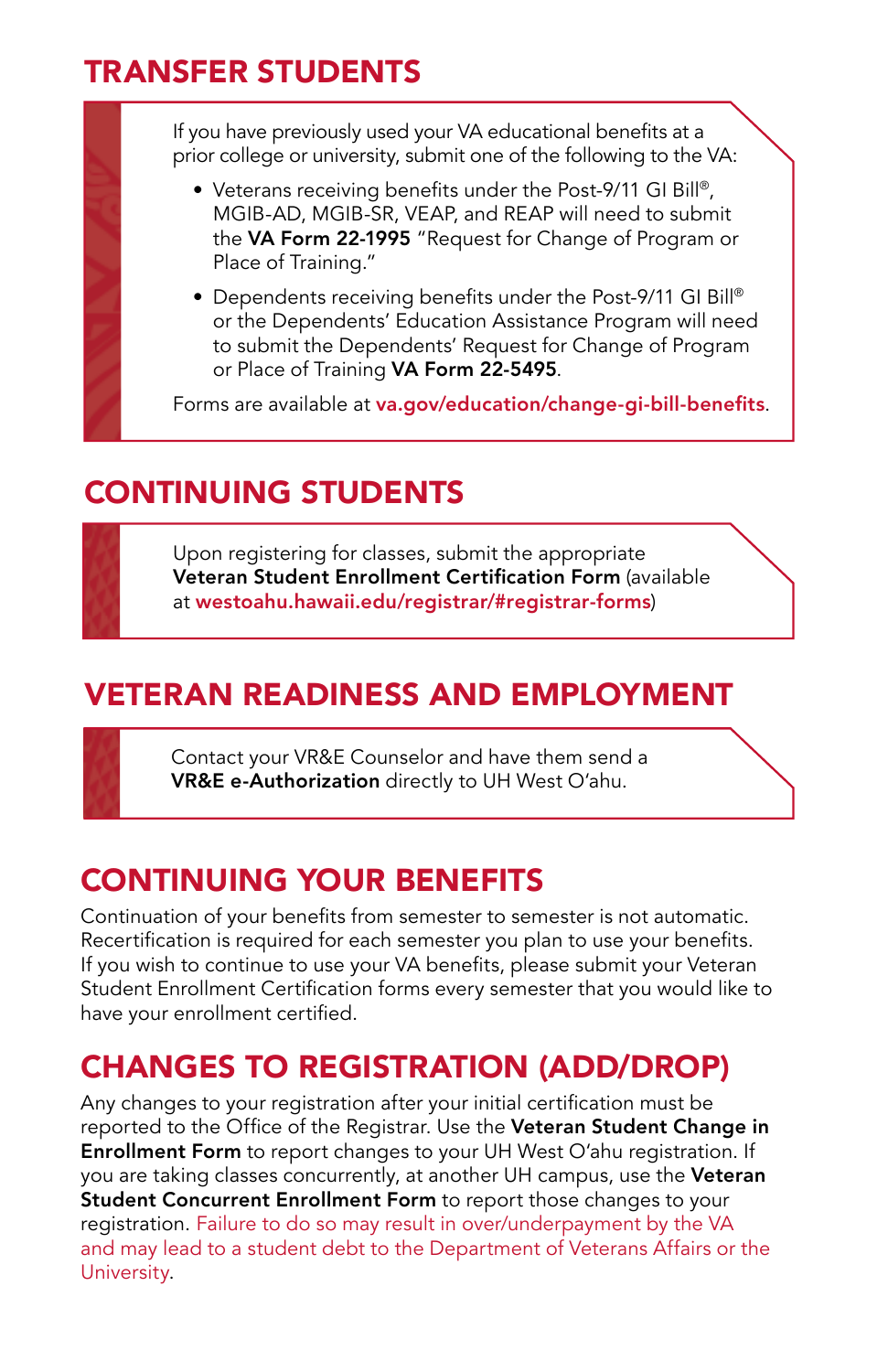## TRANSFER STUDENTS

If you have previously used your VA educational benefits at a prior college or university, submit one of the following to the VA:

- Veterans receiving benefits under the Post-9/11 GI Bill®, MGIB-AD, MGIB-SR, VEAP, and REAP will need to submit the **VA Form 22-1995** "Request for Change of Program or Place of Training."
- Dependents receiving benefits under the Post-9/11 GI Bill® or the Dependents' Education Assistance Program will need to submit the Dependents' Request for Change of Program or Place of Training **VA Form 22-5495**.

Forms are available at **va.gov/education/change-gi-bill-benefits**.

## CONTINUING STUDENTS

Upon registering for classes, submit the appropriate **Veteran Student Enrollment Certification Form** (available at **westoahu.hawaii.edu/registrar/#registrar-forms**)

## VETERAN READINESS AND EMPLOYMENT

Contact your VR&E Counselor and have them send a **VR&E e-Authorization** directly to UH West O'ahu.

## CONTINUING YOUR BENEFITS

Continuation of your benefits from semester to semester is not automatic. Recertification is required for each semester you plan to use your benefits. If you wish to continue to use your VA benefits, please submit your Veteran Student Enrollment Certification forms every semester that you would like to have your enrollment certified.

## CHANGES TO REGISTRATION (ADD/DROP)

Any changes to your registration after your initial certification must be reported to the Office of the Registrar. Use the **Veteran Student Change in Enrollment Form** to report changes to your UH West O'ahu registration. If you are taking classes concurrently, at another UH campus, use the **Veteran Student Concurrent Enrollment Form** to report those changes to your registration. Failure to do so may result in over/underpayment by the VA and may lead to a student debt to the Department of Veterans Affairs or the University.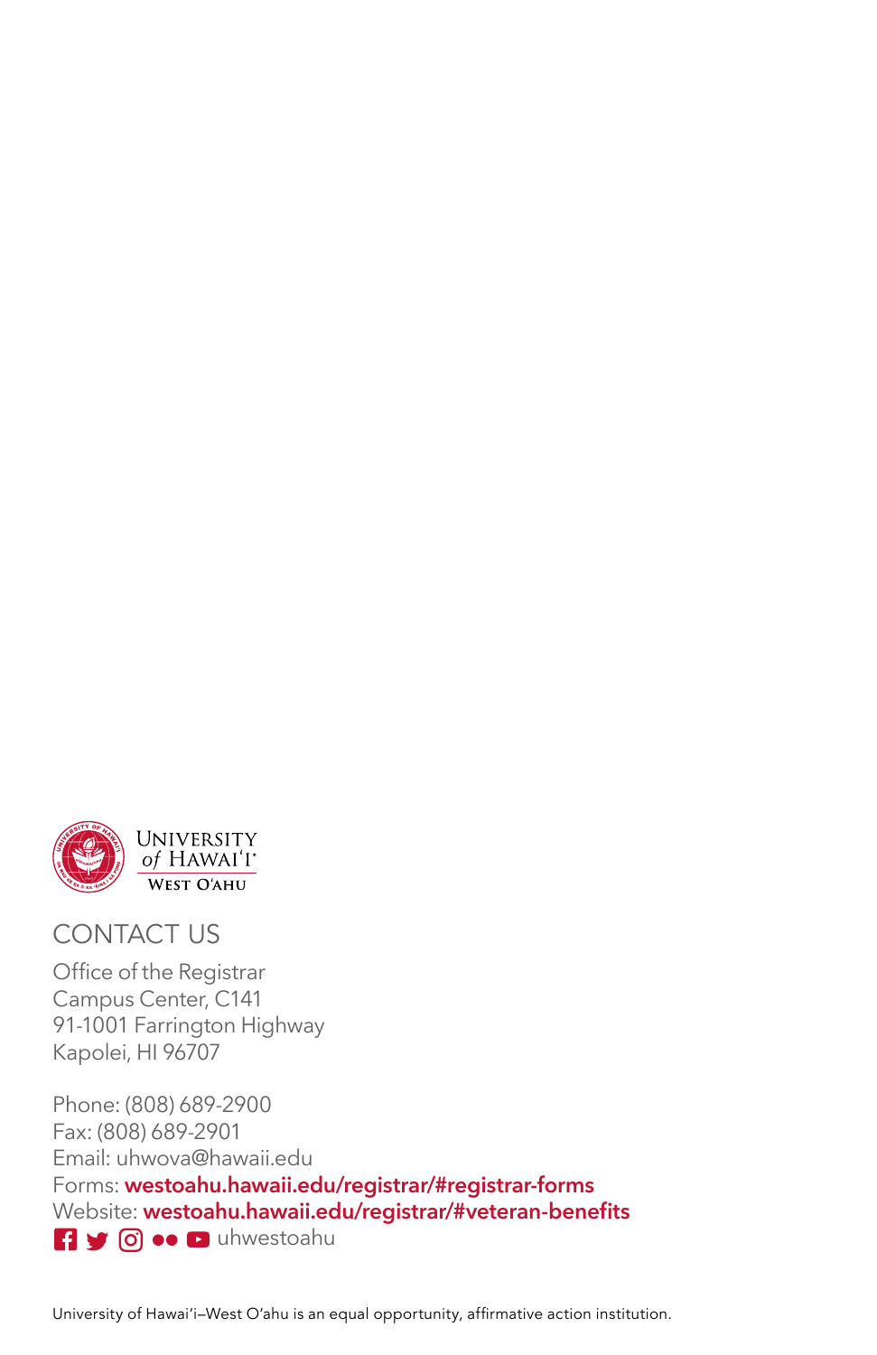University of Hawaiʻi West Oʻahu

## CONTACT US

Office of the Registrar
Campus Center, C141
91-1001 Farrington Highway
Kapolei, HI 96707

Phone: (808) 689-2900
Fax: (808) 689-2901
Email: uhwova@hawaii.edu
Forms: **westoahu.hawaii.edu/registrar/#registrar-forms**
Website: **westoahu.hawaii.edu/registrar/#veteran-benefits**
uhwestoahu

University of Hawaiʻi–West Oʻahu is an equal opportunity, affirmative action institution.